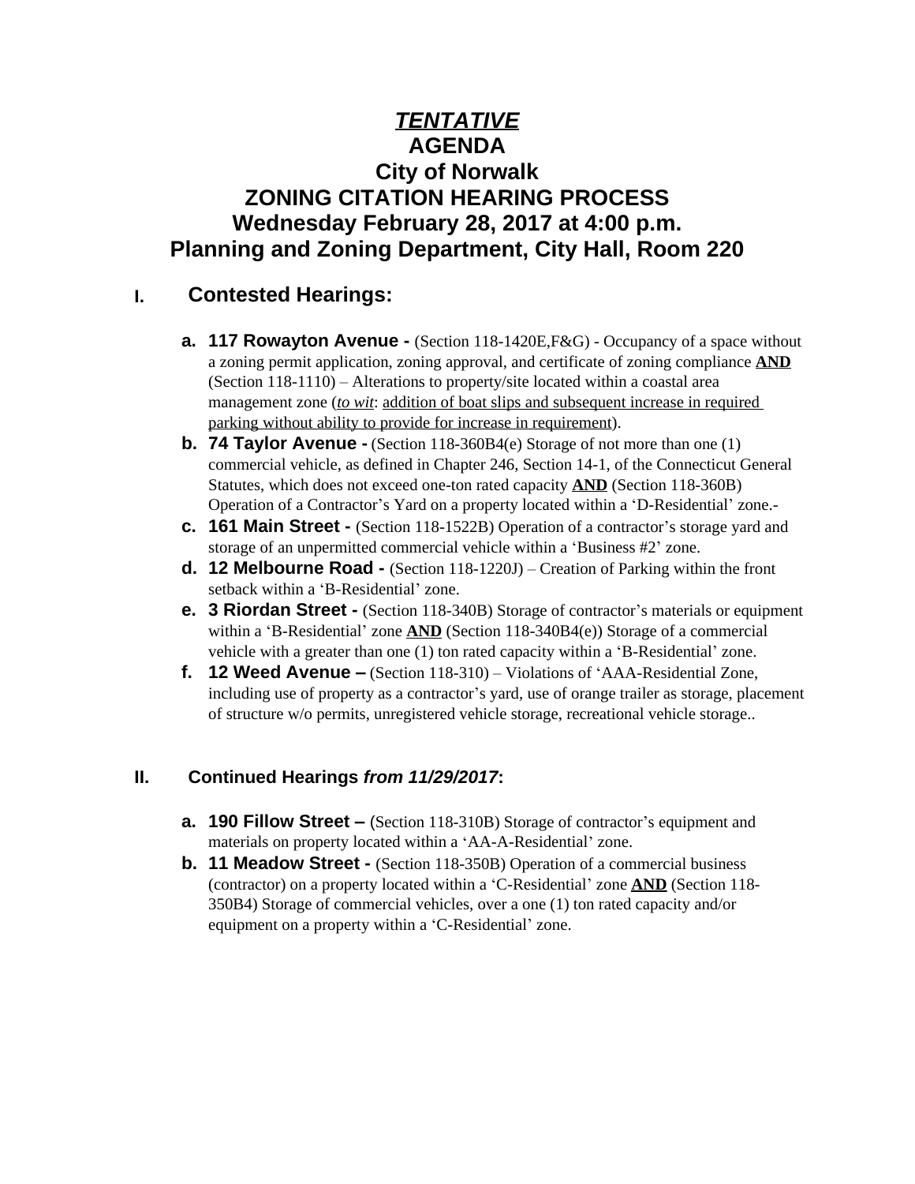# ***TENTATIVE***
# AGENDA
# City of Norwalk
# ZONING CITATION HEARING PROCESS
# Wednesday February 28, 2017 at 4:00 p.m.
# Planning and Zoning Department, City Hall, Room 220

## I. Contested Hearings:

a. **117 Rowayton Avenue -** (Section 118-1420E,F&G) - Occupancy of a space without a zoning permit application, zoning approval, and certificate of zoning compliance **AND** (Section 118-1110) – Alterations to property/site located within a coastal area management zone (*to wit*: addition of boat slips and subsequent increase in required parking without ability to provide for increase in requirement).

b. **74 Taylor Avenue -** (Section 118-360B4(e) Storage of not more than one (1) commercial vehicle, as defined in Chapter 246, Section 14-1, of the Connecticut General Statutes, which does not exceed one-ton rated capacity **AND** (Section 118-360B) Operation of a Contractor's Yard on a property located within a 'D-Residential' zone.-

c. **161 Main Street -** (Section 118-1522B) Operation of a contractor's storage yard and storage of an unpermitted commercial vehicle within a 'Business #2' zone.

d. **12 Melbourne Road -** (Section 118-1220J) – Creation of Parking within the front setback within a 'B-Residential' zone.

e. **3 Riordan Street -** (Section 118-340B) Storage of contractor's materials or equipment within a 'B-Residential' zone **AND** (Section 118-340B4(e)) Storage of a commercial vehicle with a greater than one (1) ton rated capacity within a 'B-Residential' zone.

f. **12 Weed Avenue –** (Section 118-310) – Violations of 'AAA-Residential Zone, including use of property as a contractor's yard, use of orange trailer as storage, placement of structure w/o permits, unregistered vehicle storage, recreational vehicle storage..

## II. Continued Hearings *from 11/29/2017*:

a. **190 Fillow Street –** (Section 118-310B) Storage of contractor's equipment and materials on property located within a 'AA-A-Residential' zone.

b. **11 Meadow Street -** (Section 118-350B) Operation of a commercial business (contractor) on a property located within a 'C-Residential' zone **AND** (Section 118-350B4) Storage of commercial vehicles, over a one (1) ton rated capacity and/or equipment on a property within a 'C-Residential' zone.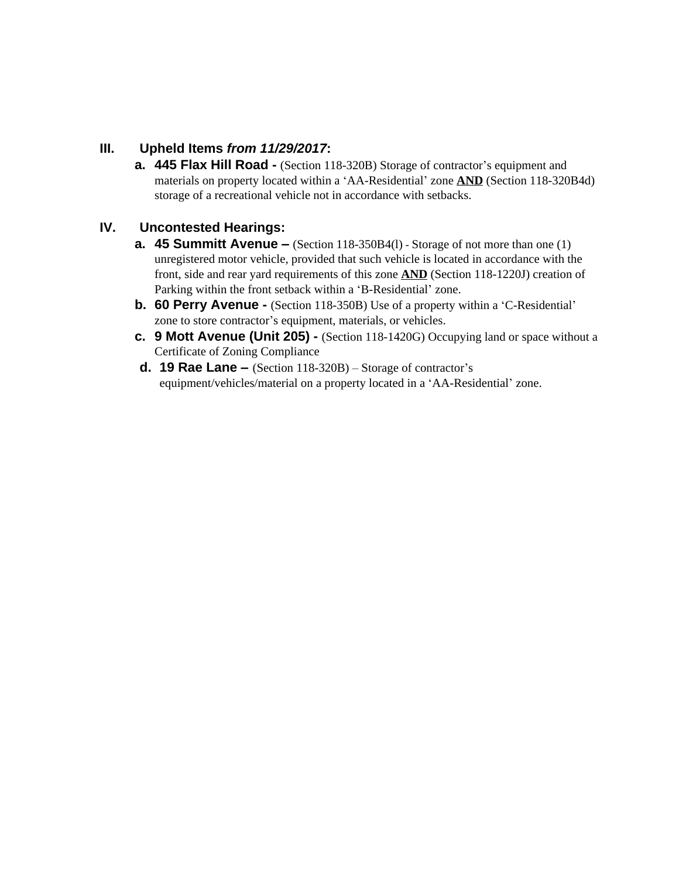## III. Upheld Items *from 11/29/2017*:

a. **445 Flax Hill Road -** (Section 118-320B) Storage of contractor's equipment and materials on property located within a 'AA-Residential' zone **AND** (Section 118-320B4d) storage of a recreational vehicle not in accordance with setbacks.

## IV. Uncontested Hearings:

a. **45 Summitt Avenue –** (Section 118-350B4(l) - Storage of not more than one (1) unregistered motor vehicle, provided that such vehicle is located in accordance with the front, side and rear yard requirements of this zone **AND** (Section 118-1220J) creation of Parking within the front setback within a 'B-Residential' zone.

b. **60 Perry Avenue -** (Section 118-350B) Use of a property within a 'C-Residential' zone to store contractor's equipment, materials, or vehicles.

c. **9 Mott Avenue (Unit 205) -** (Section 118-1420G) Occupying land or space without a Certificate of Zoning Compliance

d. **19 Rae Lane –** (Section 118-320B) – Storage of contractor's equipment/vehicles/material on a property located in a 'AA-Residential' zone.